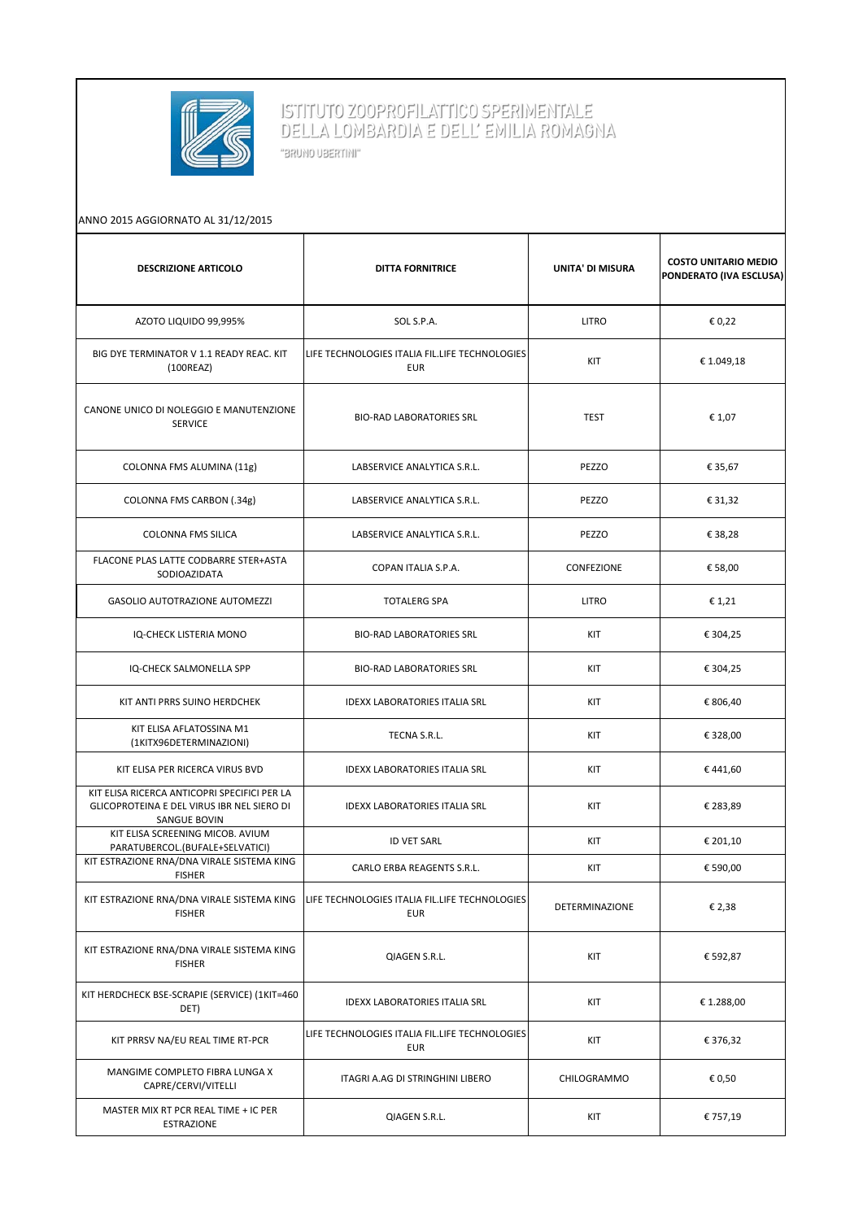# ISTITUTO ZOOPROFILATTICO SPERIMENTALE DELLA LOMBARDIA E DELL' EMILIA ROMAGNA

"BRUNO UBERTINI"

ANNO 2015 AGGIORNATO AL 31/12/2015

| DESCRIZIONE ARTICOLO | DITTA FORNITRICE | UNITA' DI MISURA | COSTO UNITARIO MEDIO PONDERATO (IVA ESCLUSA) |
|---|---|---|---|
| AZOTO LIQUIDO 99,995% | SOL S.P.A. | LITRO | € 0,22 |
| BIG DYE TERMINATOR V 1.1 READY REAC. KIT (100REAZ) | LIFE TECHNOLOGIES ITALIA FIL.LIFE TECHNOLOGIES EUR | KIT | € 1.049,18 |
| CANONE UNICO DI NOLEGGIO E MANUTENZIONE SERVICE | BIO-RAD LABORATORIES SRL | TEST | € 1,07 |
| COLONNA FMS ALUMINA (11g) | LABSERVICE ANALYTICA S.R.L. | PEZZO | € 35,67 |
| COLONNA FMS CARBON (.34g) | LABSERVICE ANALYTICA S.R.L. | PEZZO | € 31,32 |
| COLONNA FMS SILICA | LABSERVICE ANALYTICA S.R.L. | PEZZO | € 38,28 |
| FLACONE PLAS LATTE CODBARRE STER+ASTA SODIOAZIDATA | COPAN ITALIA S.P.A. | CONFEZIONE | € 58,00 |
| GASOLIO AUTOTRAZIONE AUTOMEZZI | TOTALERG SPA | LITRO | € 1,21 |
| IQ-CHECK LISTERIA MONO | BIO-RAD LABORATORIES SRL | KIT | € 304,25 |
| IQ-CHECK SALMONELLA SPP | BIO-RAD LABORATORIES SRL | KIT | € 304,25 |
| KIT ANTI PRRS SUINO HERDCHEK | IDEXX LABORATORIES ITALIA SRL | KIT | € 806,40 |
| KIT ELISA AFLATOSSINA M1 (1KITX96DETERMINAZIONI) | TECNA S.R.L. | KIT | € 328,00 |
| KIT ELISA PER RICERCA VIRUS BVD | IDEXX LABORATORIES ITALIA SRL | KIT | € 441,60 |
| KIT ELISA RICERCA ANTICOPRI SPECIFICI PER LA GLICOPROTEINA E DEL VIRUS IBR NEL SIERO DI SANGUE BOVIN | IDEXX LABORATORIES ITALIA SRL | KIT | € 283,89 |
| KIT ELISA SCREENING MICOB. AVIUM PARATUBERCOL.(BUFALE+SELVATICI) | ID VET SARL | KIT | € 201,10 |
| KIT ESTRAZIONE RNA/DNA VIRALE SISTEMA KING FISHER | CARLO ERBA REAGENTS S.R.L. | KIT | € 590,00 |
| KIT ESTRAZIONE RNA/DNA VIRALE SISTEMA KING FISHER | LIFE TECHNOLOGIES ITALIA FIL.LIFE TECHNOLOGIES EUR | DETERMINAZIONE | € 2,38 |
| KIT ESTRAZIONE RNA/DNA VIRALE SISTEMA KING FISHER | QIAGEN S.R.L. | KIT | € 592,87 |
| KIT HERDCHECK BSE-SCRAPIE (SERVICE) (1KIT=460 DET) | IDEXX LABORATORIES ITALIA SRL | KIT | € 1.288,00 |
| KIT PRRSV NA/EU REAL TIME RT-PCR | LIFE TECHNOLOGIES ITALIA FIL.LIFE TECHNOLOGIES EUR | KIT | € 376,32 |
| MANGIME COMPLETO FIBRA LUNGA X CAPRE/CERVI/VITELLI | ITAGRI A.AG DI STRINGHINI LIBERO | CHILOGRAMMO | € 0,50 |
| MASTER MIX RT PCR REAL TIME + IC PER ESTRAZIONE | QIAGEN S.R.L. | KIT | € 757,19 |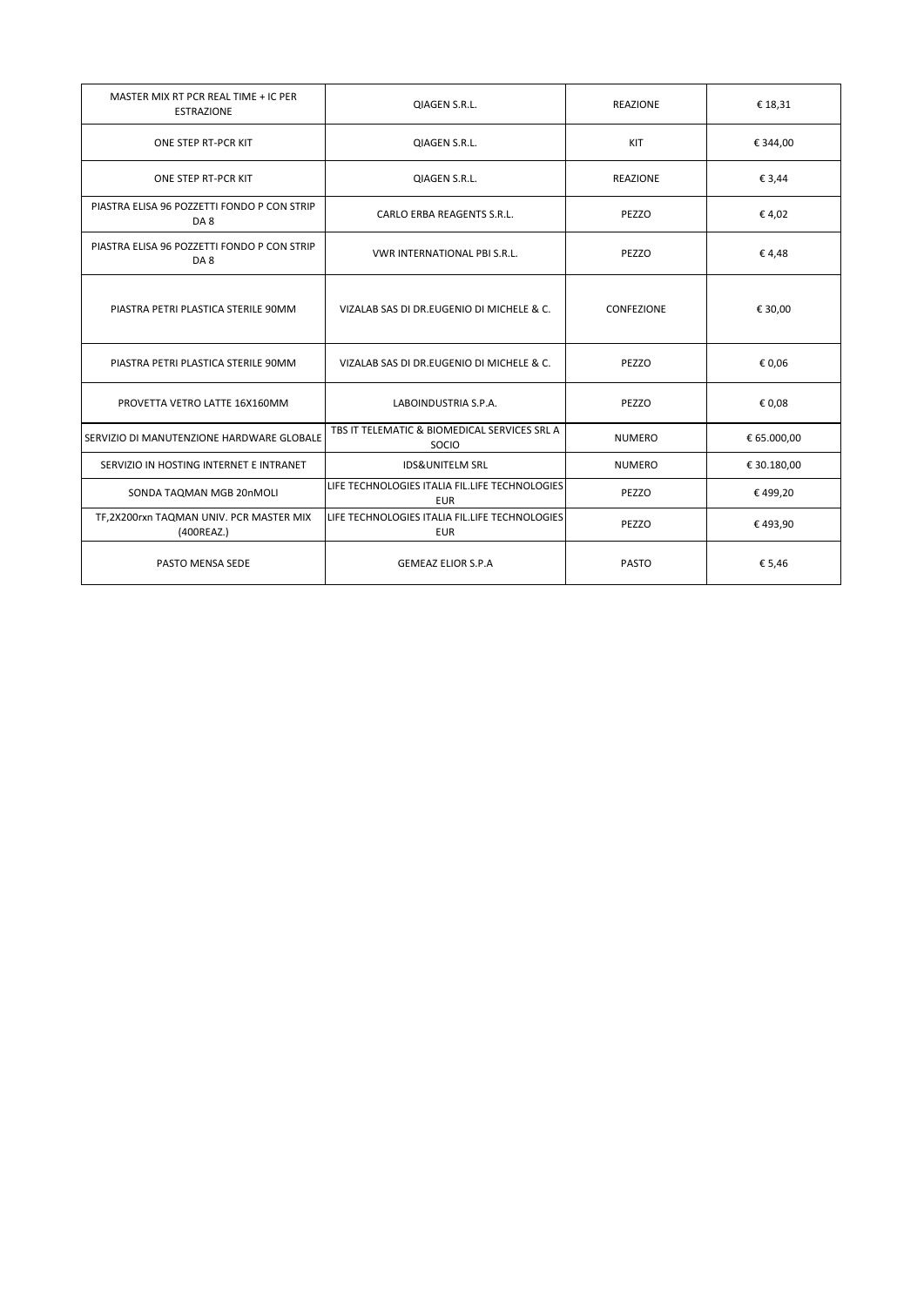| | | | |
|---|---|---|---|
| MASTER MIX RT PCR REAL TIME + IC PER ESTRAZIONE | QIAGEN S.R.L. | REAZIONE | € 18,31 |
| ONE STEP RT-PCR KIT | QIAGEN S.R.L. | KIT | € 344,00 |
| ONE STEP RT-PCR KIT | QIAGEN S.R.L. | REAZIONE | € 3,44 |
| PIASTRA ELISA 96 POZZETTI FONDO P CON STRIP DA 8 | CARLO ERBA REAGENTS S.R.L. | PEZZO | € 4,02 |
| PIASTRA ELISA 96 POZZETTI FONDO P CON STRIP DA 8 | VWR INTERNATIONAL PBI S.R.L. | PEZZO | € 4,48 |
| PIASTRA PETRI PLASTICA STERILE 90MM | VIZALAB SAS DI DR.EUGENIO DI MICHELE & C. | CONFEZIONE | € 30,00 |
| PIASTRA PETRI PLASTICA STERILE 90MM | VIZALAB SAS DI DR.EUGENIO DI MICHELE & C. | PEZZO | € 0,06 |
| PROVETTA VETRO LATTE 16X160MM | LABOINDUSTRIA S.P.A. | PEZZO | € 0,08 |
| SERVIZIO DI MANUTENZIONE HARDWARE GLOBALE | TBS IT TELEMATIC & BIOMEDICAL SERVICES SRL A SOCIO | NUMERO | € 65.000,00 |
| SERVIZIO IN HOSTING INTERNET E INTRANET | IDS&UNITELM SRL | NUMERO | € 30.180,00 |
| SONDA TAQMAN MGB 20nMOLI | LIFE TECHNOLOGIES ITALIA FIL.LIFE TECHNOLOGIES EUR | PEZZO | € 499,20 |
| TF,2X200rxn TAQMAN UNIV. PCR MASTER MIX (400REAZ.) | LIFE TECHNOLOGIES ITALIA FIL.LIFE TECHNOLOGIES EUR | PEZZO | € 493,90 |
| PASTO MENSA SEDE | GEMEAZ ELIOR S.P.A | PASTO | € 5,46 |